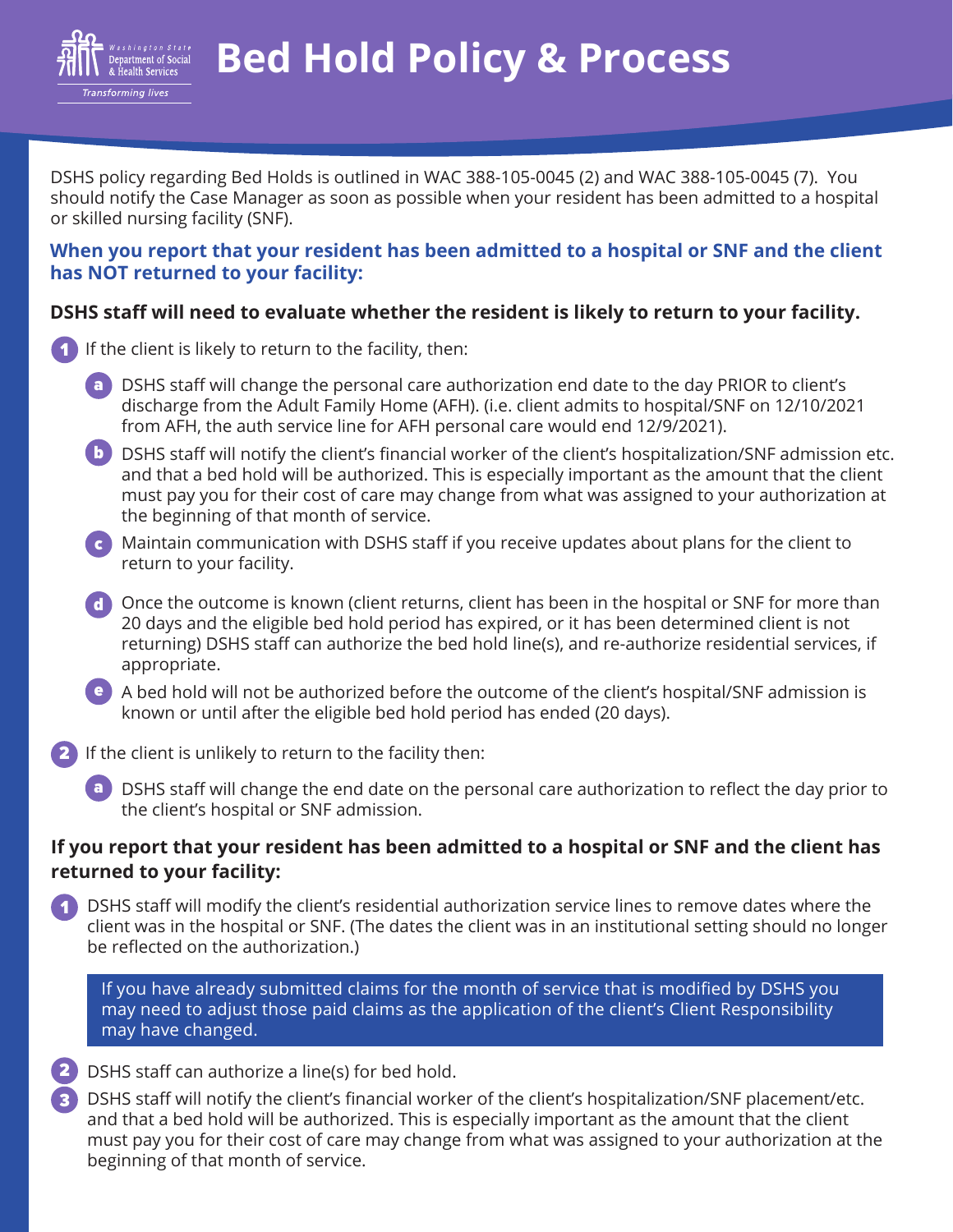# Bed Hold Policy & Process

DSHS policy regarding Bed Holds is outlined in WAC 388-105-0045 (2) and WAC 388-105-0045 (7). You should notify the Case Manager as soon as possible when your resident has been admitted to a hospital or skilled nursing facility (SNF).

### When you report that your resident has been admitted to a hospital or SNF and the client has NOT returned to your facility:

**DSHS staff will need to evaluate whether the resident is likely to return to your facility.**

1. If the client is likely to return to the facility, then:
   - a. DSHS staff will change the personal care authorization end date to the day PRIOR to client's discharge from the Adult Family Home (AFH). (i.e. client admits to hospital/SNF on 12/10/2021 from AFH, the auth service line for AFH personal care would end 12/9/2021).
   - b. DSHS staff will notify the client's financial worker of the client's hospitalization/SNF admission etc. and that a bed hold will be authorized. This is especially important as the amount that the client must pay you for their cost of care may change from what was assigned to your authorization at the beginning of that month of service.
   - c. Maintain communication with DSHS staff if you receive updates about plans for the client to return to your facility.
   - d. Once the outcome is known (client returns, client has been in the hospital or SNF for more than 20 days and the eligible bed hold period has expired, or it has been determined client is not returning) DSHS staff can authorize the bed hold line(s), and re-authorize residential services, if appropriate.
   - e. A bed hold will not be authorized before the outcome of the client's hospital/SNF admission is known or until after the eligible bed hold period has ended (20 days).
2. If the client is unlikely to return to the facility then:
   - a. DSHS staff will change the end date on the personal care authorization to reflect the day prior to the client's hospital or SNF admission.

### If you report that your resident has been admitted to a hospital or SNF and the client has returned to your facility:

1. DSHS staff will modify the client's residential authorization service lines to remove dates where the client was in the hospital or SNF. (The dates the client was in an institutional setting should no longer be reflected on the authorization.)

   If you have already submitted claims for the month of service that is modified by DSHS you may need to adjust those paid claims as the application of the client's Client Responsibility may have changed.

2. DSHS staff can authorize a line(s) for bed hold.
3. DSHS staff will notify the client's financial worker of the client's hospitalization/SNF placement/etc. and that a bed hold will be authorized. This is especially important as the amount that the client must pay you for their cost of care may change from what was assigned to your authorization at the beginning of that month of service.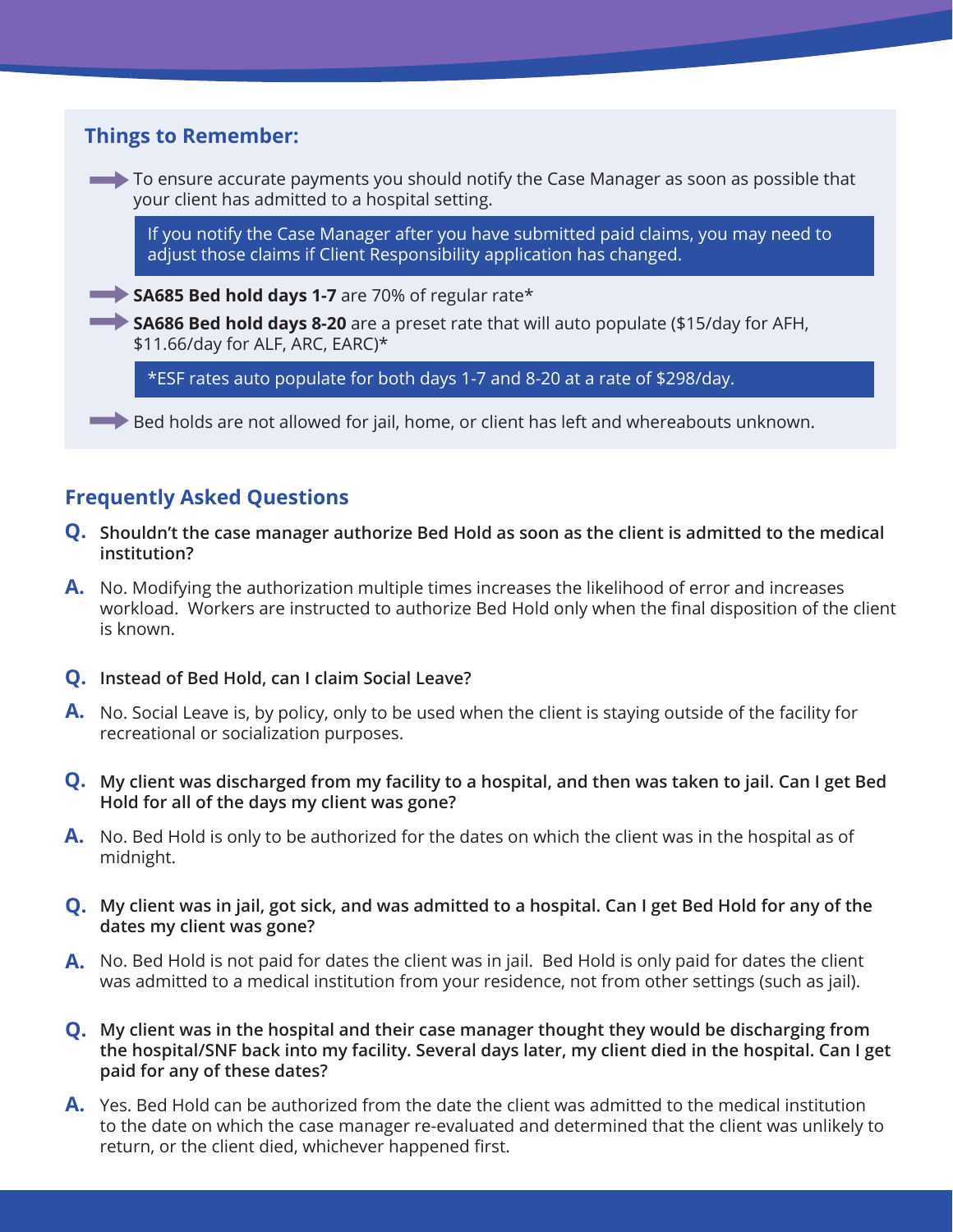## Things to Remember:

- To ensure accurate payments you should notify the Case Manager as soon as possible that your client has admitted to a hospital setting.

  If you notify the Case Manager after you have submitted paid claims, you may need to adjust those claims if Client Responsibility application has changed.

- **SA685 Bed hold days 1-7** are 70% of regular rate*
- **SA686 Bed hold days 8-20** are a preset rate that will auto populate ($15/day for AFH, $11.66/day for ALF, ARC, EARC)*

  *ESF rates auto populate for both days 1-7 and 8-20 at a rate of $298/day.

- Bed holds are not allowed for jail, home, or client has left and whereabouts unknown.

## Frequently Asked Questions

**Q. Shouldn't the case manager authorize Bed Hold as soon as the client is admitted to the medical institution?**

**A.** No. Modifying the authorization multiple times increases the likelihood of error and increases workload. Workers are instructed to authorize Bed Hold only when the final disposition of the client is known.

**Q. Instead of Bed Hold, can I claim Social Leave?**

**A.** No. Social Leave is, by policy, only to be used when the client is staying outside of the facility for recreational or socialization purposes.

**Q. My client was discharged from my facility to a hospital, and then was taken to jail. Can I get Bed Hold for all of the days my client was gone?**

**A.** No. Bed Hold is only to be authorized for the dates on which the client was in the hospital as of midnight.

**Q. My client was in jail, got sick, and was admitted to a hospital. Can I get Bed Hold for any of the dates my client was gone?**

**A.** No. Bed Hold is not paid for dates the client was in jail. Bed Hold is only paid for dates the client was admitted to a medical institution from your residence, not from other settings (such as jail).

**Q. My client was in the hospital and their case manager thought they would be discharging from the hospital/SNF back into my facility. Several days later, my client died in the hospital. Can I get paid for any of these dates?**

**A.** Yes. Bed Hold can be authorized from the date the client was admitted to the medical institution to the date on which the case manager re-evaluated and determined that the client was unlikely to return, or the client died, whichever happened first.